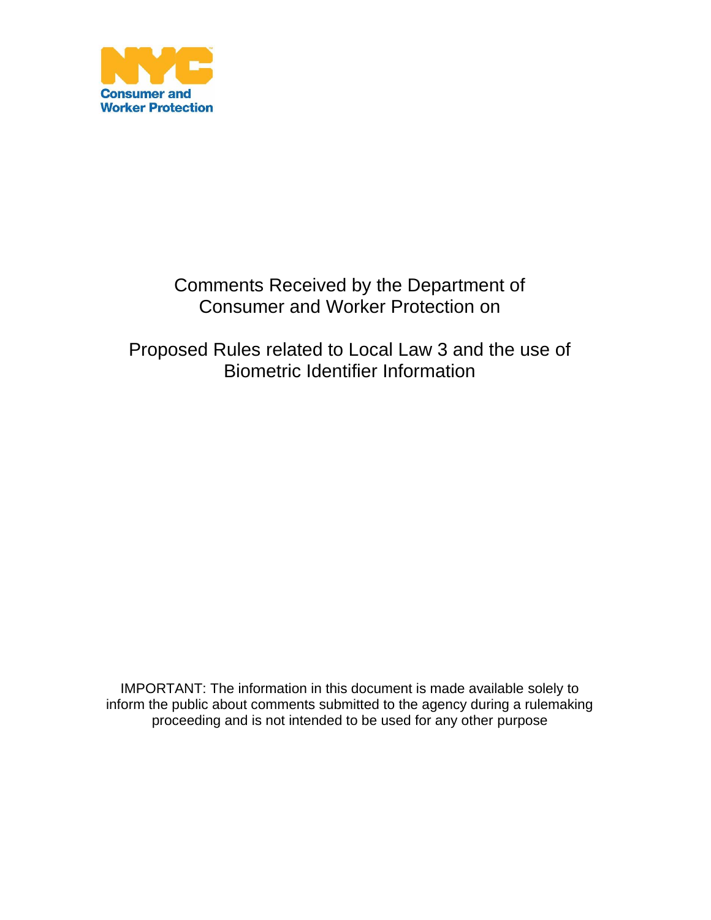NYC Consumer and Worker Protection

# Comments Received by the Department of Consumer and Worker Protection on

## Proposed Rules related to Local Law 3 and the use of Biometric Identifier Information

IMPORTANT: The information in this document is made available solely to inform the public about comments submitted to the agency during a rulemaking proceeding and is not intended to be used for any other purpose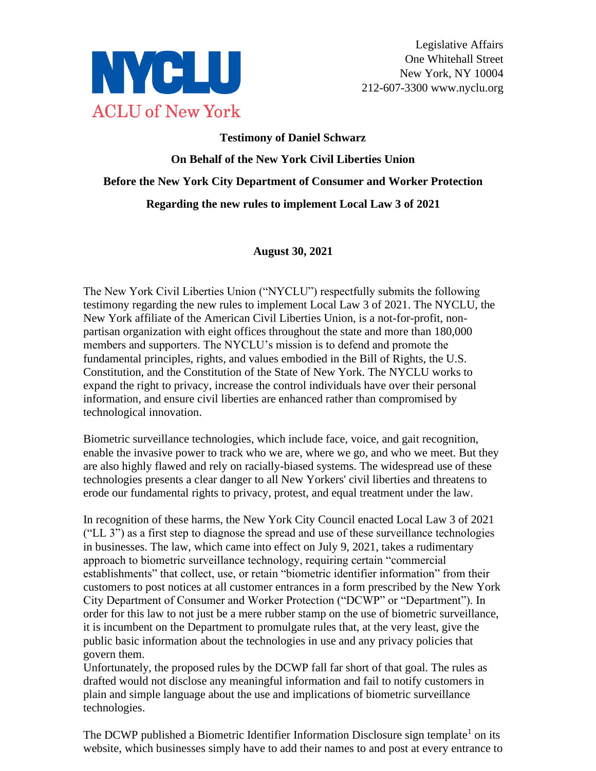NYCLU
ACLU of New York

Legislative Affairs
One Whitehall Street
New York, NY 10004
212-607-3300 www.nyclu.org

**Testimony of Daniel Schwarz**

**On Behalf of the New York Civil Liberties Union**

**Before the New York City Department of Consumer and Worker Protection**

**Regarding the new rules to implement Local Law 3 of 2021**

**August 30, 2021**

The New York Civil Liberties Union ("NYCLU") respectfully submits the following testimony regarding the new rules to implement Local Law 3 of 2021. The NYCLU, the New York affiliate of the American Civil Liberties Union, is a not-for-profit, non-partisan organization with eight offices throughout the state and more than 180,000 members and supporters. The NYCLU's mission is to defend and promote the fundamental principles, rights, and values embodied in the Bill of Rights, the U.S. Constitution, and the Constitution of the State of New York. The NYCLU works to expand the right to privacy, increase the control individuals have over their personal information, and ensure civil liberties are enhanced rather than compromised by technological innovation.

Biometric surveillance technologies, which include face, voice, and gait recognition, enable the invasive power to track who we are, where we go, and who we meet. But they are also highly flawed and rely on racially-biased systems. The widespread use of these technologies presents a clear danger to all New Yorkers' civil liberties and threatens to erode our fundamental rights to privacy, protest, and equal treatment under the law.

In recognition of these harms, the New York City Council enacted Local Law 3 of 2021 ("LL 3") as a first step to diagnose the spread and use of these surveillance technologies in businesses. The law, which came into effect on July 9, 2021, takes a rudimentary approach to biometric surveillance technology, requiring certain "commercial establishments" that collect, use, or retain "biometric identifier information" from their customers to post notices at all customer entrances in a form prescribed by the New York City Department of Consumer and Worker Protection ("DCWP" or "Department"). In order for this law to not just be a mere rubber stamp on the use of biometric surveillance, it is incumbent on the Department to promulgate rules that, at the very least, give the public basic information about the technologies in use and any privacy policies that govern them.

Unfortunately, the proposed rules by the DCWP fall far short of that goal. The rules as drafted would not disclose any meaningful information and fail to notify customers in plain and simple language about the use and implications of biometric surveillance technologies.

The DCWP published a Biometric Identifier Information Disclosure sign template[1] on its website, which businesses simply have to add their names to and post at every entrance to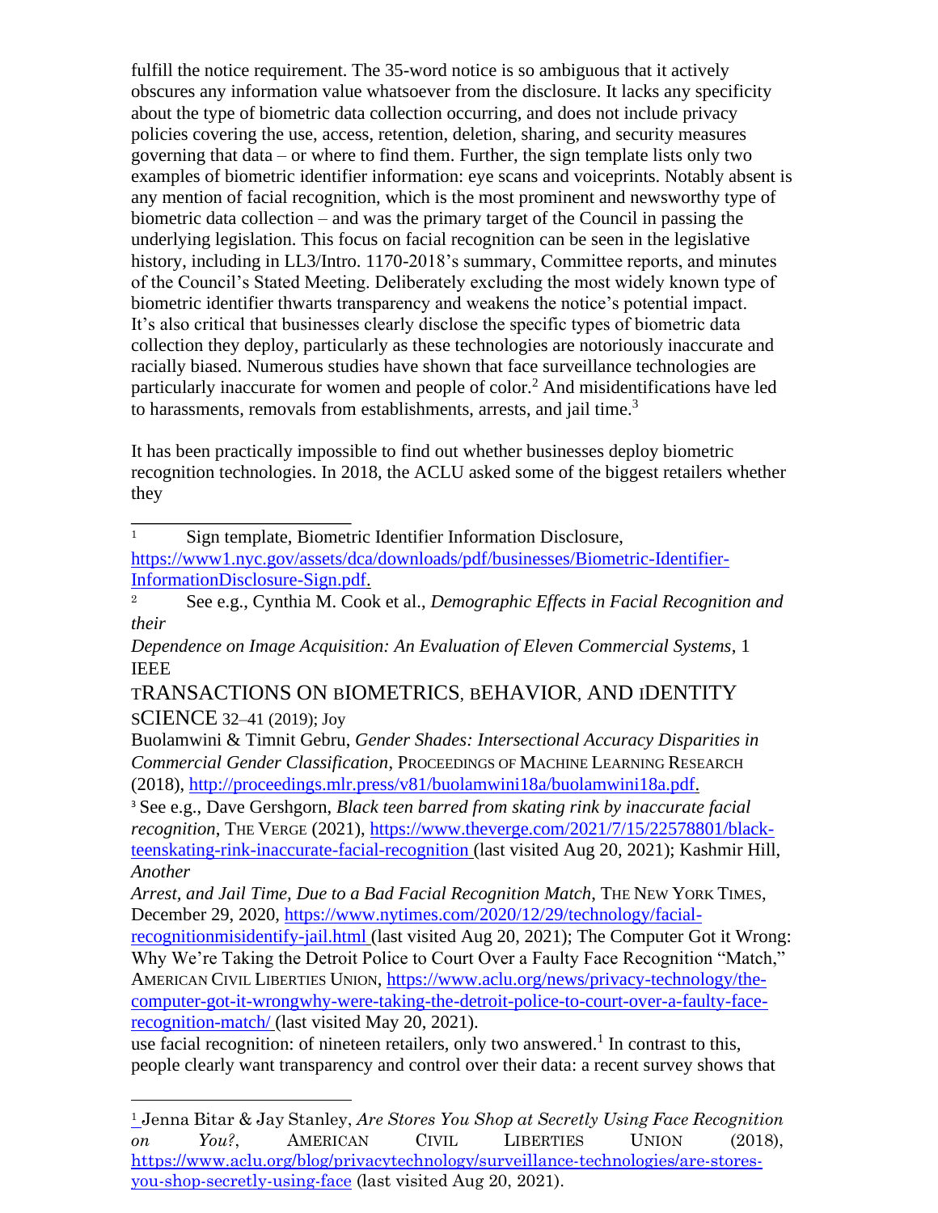fulfill the notice requirement. The 35-word notice is so ambiguous that it actively obscures any information value whatsoever from the disclosure. It lacks any specificity about the type of biometric data collection occurring, and does not include privacy policies covering the use, access, retention, deletion, sharing, and security measures governing that data – or where to find them. Further, the sign template lists only two examples of biometric identifier information: eye scans and voiceprints. Notably absent is any mention of facial recognition, which is the most prominent and newsworthy type of biometric data collection – and was the primary target of the Council in passing the underlying legislation. This focus on facial recognition can be seen in the legislative history, including in LL3/Intro. 1170-2018's summary, Committee reports, and minutes of the Council's Stated Meeting. Deliberately excluding the most widely known type of biometric identifier thwarts transparency and weakens the notice's potential impact. It's also critical that businesses clearly disclose the specific types of biometric data collection they deploy, particularly as these technologies are notoriously inaccurate and racially biased. Numerous studies have shown that face surveillance technologies are particularly inaccurate for women and people of color.[2] And misidentifications have led to harassments, removals from establishments, arrests, and jail time.[3]

It has been practically impossible to find out whether businesses deploy biometric recognition technologies. In 2018, the ACLU asked some of the biggest retailers whether they use facial recognition: of nineteen retailers, only two answered.[1] In contrast to this, people clearly want transparency and control over their data: a recent survey shows that

---

[1] Sign template, Biometric Identifier Information Disclosure, https://www1.nyc.gov/assets/dca/downloads/pdf/businesses/Biometric-Identifier-InformationDisclosure-Sign.pdf.

[2] See e.g., Cynthia M. Cook et al., *Demographic Effects in Facial Recognition and their Dependence on Image Acquisition: An Evaluation of Eleven Commercial Systems*, 1 IEEE TRANSACTIONS ON BIOMETRICS, BEHAVIOR, AND IDENTITY SCIENCE 32–41 (2019); Joy Buolamwini & Timnit Gebru, *Gender Shades: Intersectional Accuracy Disparities in Commercial Gender Classification*, PROCEEDINGS OF MACHINE LEARNING RESEARCH (2018), http://proceedings.mlr.press/v81/buolamwini18a/buolamwini18a.pdf.

[3] See e.g., Dave Gershgorn, *Black teen barred from skating rink by inaccurate facial recognition*, THE VERGE (2021), https://www.theverge.com/2021/7/15/22578801/black-teenskating-rink-inaccurate-facial-recognition (last visited Aug 20, 2021); Kashmir Hill, *Another Arrest, and Jail Time, Due to a Bad Facial Recognition Match*, THE NEW YORK TIMES, December 29, 2020, https://www.nytimes.com/2020/12/29/technology/facial-recognitionmisidentify-jail.html (last visited Aug 20, 2021); The Computer Got it Wrong: Why We're Taking the Detroit Police to Court Over a Faulty Face Recognition "Match," AMERICAN CIVIL LIBERTIES UNION, https://www.aclu.org/news/privacy-technology/the-computer-got-it-wrongwhy-were-taking-the-detroit-police-to-court-over-a-faulty-face-recognition-match/ (last visited May 20, 2021).

[1] Jenna Bitar & Jay Stanley, *Are Stores You Shop at Secretly Using Face Recognition on You?*, AMERICAN CIVIL LIBERTIES UNION (2018), https://www.aclu.org/blog/privacytechnology/surveillance-technologies/are-stores-you-shop-secretly-using-face (last visited Aug 20, 2021).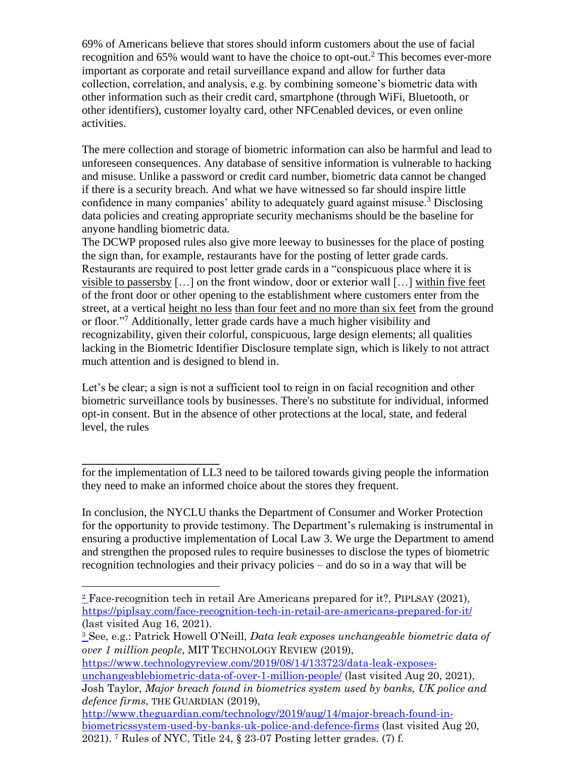69% of Americans believe that stores should inform customers about the use of facial recognition and 65% would want to have the choice to opt-out.[2] This becomes ever-more important as corporate and retail surveillance expand and allow for further data collection, correlation, and analysis, e.g. by combining someone's biometric data with other information such as their credit card, smartphone (through WiFi, Bluetooth, or other identifiers), customer loyalty card, other NFCenabled devices, or even online activities.

The mere collection and storage of biometric information can also be harmful and lead to unforeseen consequences. Any database of sensitive information is vulnerable to hacking and misuse. Unlike a password or credit card number, biometric data cannot be changed if there is a security breach. And what we have witnessed so far should inspire little confidence in many companies' ability to adequately guard against misuse.[3] Disclosing data policies and creating appropriate security mechanisms should be the baseline for anyone handling biometric data.

The DCWP proposed rules also give more leeway to businesses for the place of posting the sign than, for example, restaurants have for the posting of letter grade cards. Restaurants are required to post letter grade cards in a "conspicuous place where it is visible to passersby […] on the front window, door or exterior wall […] within five feet of the front door or other opening to the establishment where customers enter from the street, at a vertical height no less than four feet and no more than six feet from the ground or floor."[7] Additionally, letter grade cards have a much higher visibility and recognizability, given their colorful, conspicuous, large design elements; all qualities lacking in the Biometric Identifier Disclosure template sign, which is likely to not attract much attention and is designed to blend in.

Let's be clear; a sign is not a sufficient tool to reign in on facial recognition and other biometric surveillance tools by businesses. There's no substitute for individual, informed opt-in consent. But in the absence of other protections at the local, state, and federal level, the rules for the implementation of LL3 need to be tailored towards giving people the information they need to make an informed choice about the stores they frequent.

In conclusion, the NYCLU thanks the Department of Consumer and Worker Protection for the opportunity to provide testimony. The Department's rulemaking is instrumental in ensuring a productive implementation of Local Law 3. We urge the Department to amend and strengthen the proposed rules to require businesses to disclose the types of biometric recognition technologies and their privacy policies – and do so in a way that will be

---

[2] Face-recognition tech in retail Are Americans prepared for it?, PIPLSAY (2021), https://piplsay.com/face-recognition-tech-in-retail-are-americans-prepared-for-it/ (last visited Aug 16, 2021).

[3] See, e.g.: Patrick Howell O'Neill, *Data leak exposes unchangeable biometric data of over 1 million people*, MIT TECHNOLOGY REVIEW (2019), https://www.technologyreview.com/2019/08/14/133723/data-leak-exposes-unchangeablebiometric-data-of-over-1-million-people/ (last visited Aug 20, 2021), Josh Taylor, *Major breach found in biometrics system used by banks, UK police and defence firms*, THE GUARDIAN (2019), http://www.theguardian.com/technology/2019/aug/14/major-breach-found-in-biometricssystem-used-by-banks-uk-police-and-defence-firms (last visited Aug 20, 2021).

[7] Rules of NYC, Title 24, § 23-07 Posting letter grades. (7) f.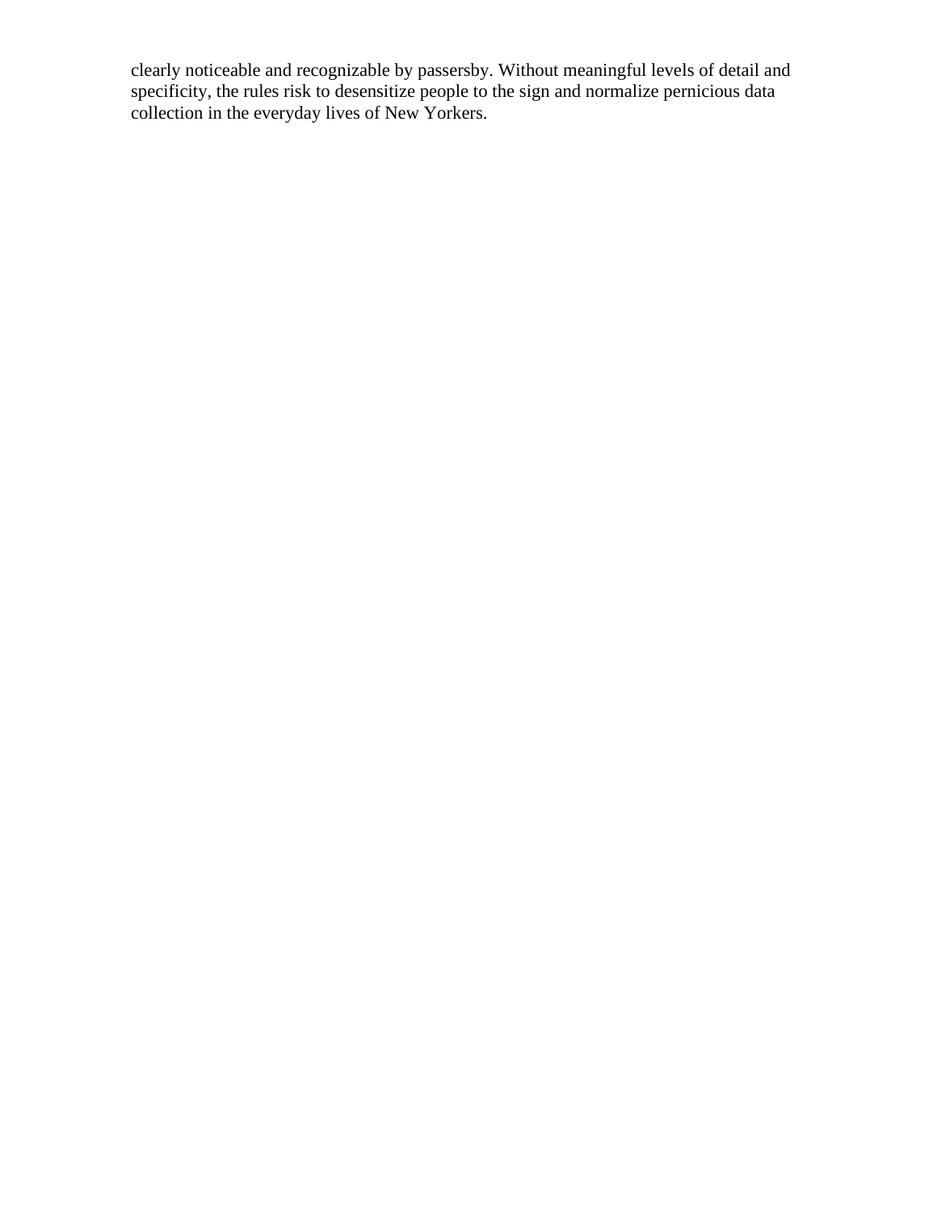clearly noticeable and recognizable by passersby. Without meaningful levels of detail and specificity, the rules risk to desensitize people to the sign and normalize pernicious data collection in the everyday lives of New Yorkers.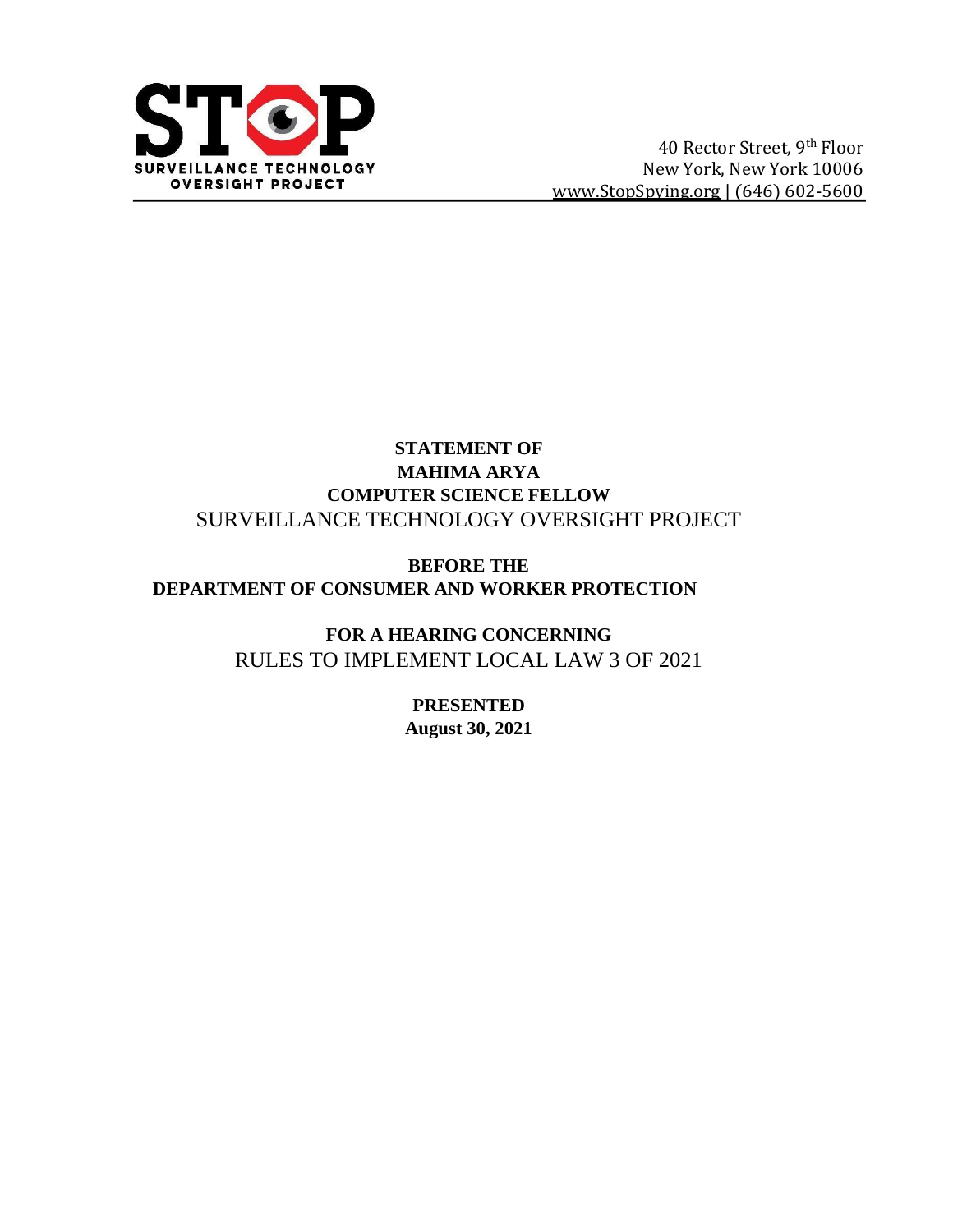40 Rector Street, 9th Floor
New York, New York 10006
www.StopSpying.org | (646) 602-5600

**STATEMENT OF**
**MAHIMA ARYA**
**COMPUTER SCIENCE FELLOW**
SURVEILLANCE TECHNOLOGY OVERSIGHT PROJECT

**BEFORE THE**
**DEPARTMENT OF CONSUMER AND WORKER PROTECTION**

**FOR A HEARING CONCERNING**
RULES TO IMPLEMENT LOCAL LAW 3 OF 2021

**PRESENTED**
**August 30, 2021**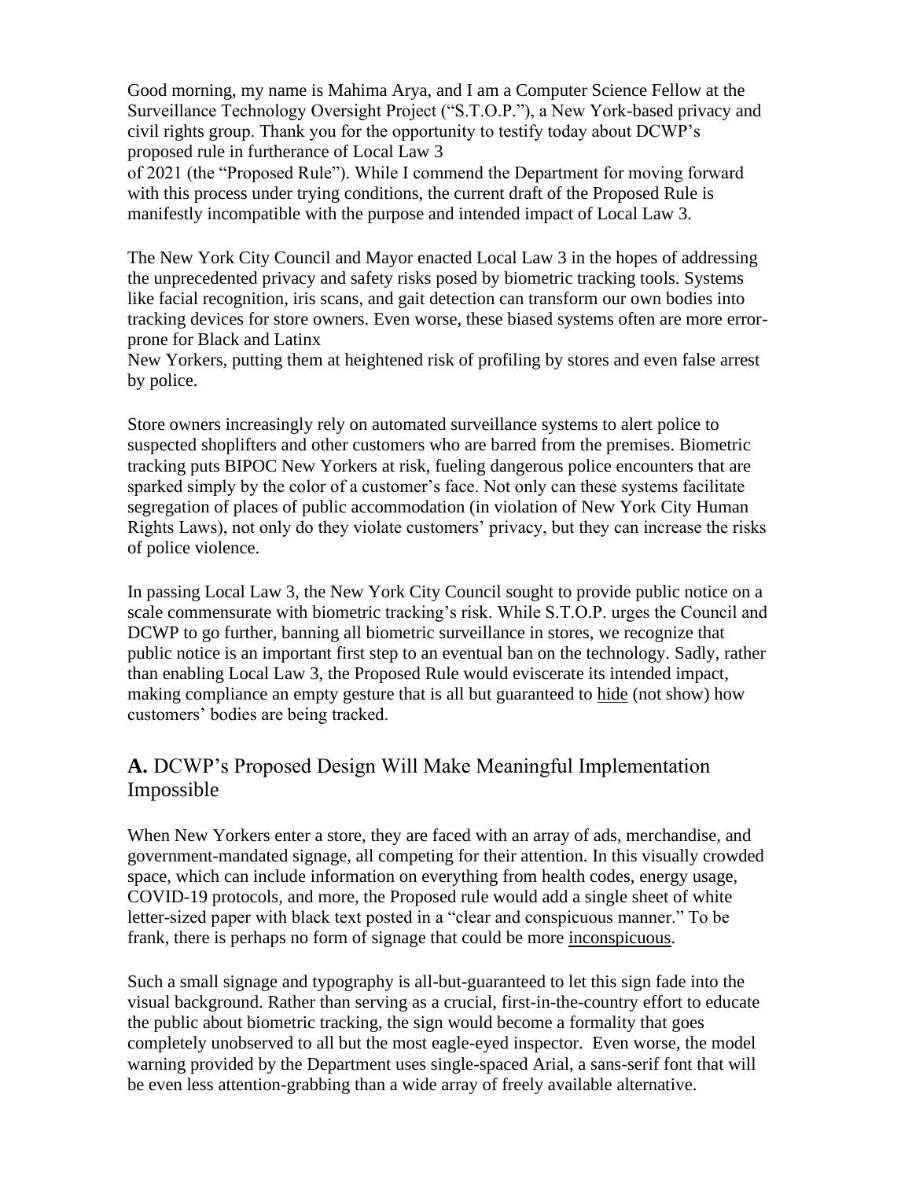Good morning, my name is Mahima Arya, and I am a Computer Science Fellow at the Surveillance Technology Oversight Project ("S.T.O.P."), a New York-based privacy and civil rights group. Thank you for the opportunity to testify today about DCWP's proposed rule in furtherance of Local Law 3 of 2021 (the "Proposed Rule"). While I commend the Department for moving forward with this process under trying conditions, the current draft of the Proposed Rule is manifestly incompatible with the purpose and intended impact of Local Law 3.

The New York City Council and Mayor enacted Local Law 3 in the hopes of addressing the unprecedented privacy and safety risks posed by biometric tracking tools. Systems like facial recognition, iris scans, and gait detection can transform our own bodies into tracking devices for store owners. Even worse, these biased systems often are more error-prone for Black and Latinx New Yorkers, putting them at heightened risk of profiling by stores and even false arrest by police.

Store owners increasingly rely on automated surveillance systems to alert police to suspected shoplifters and other customers who are barred from the premises. Biometric tracking puts BIPOC New Yorkers at risk, fueling dangerous police encounters that are sparked simply by the color of a customer's face. Not only can these systems facilitate segregation of places of public accommodation (in violation of New York City Human Rights Laws), not only do they violate customers' privacy, but they can increase the risks of police violence.

In passing Local Law 3, the New York City Council sought to provide public notice on a scale commensurate with biometric tracking's risk. While S.T.O.P. urges the Council and DCWP to go further, banning all biometric surveillance in stores, we recognize that public notice is an important first step to an eventual ban on the technology. Sadly, rather than enabling Local Law 3, the Proposed Rule would eviscerate its intended impact, making compliance an empty gesture that is all but guaranteed to <u>hide</u> (not show) how customers' bodies are being tracked.

## **A.** DCWP's Proposed Design Will Make Meaningful Implementation Impossible

When New Yorkers enter a store, they are faced with an array of ads, merchandise, and government-mandated signage, all competing for their attention. In this visually crowded space, which can include information on everything from health codes, energy usage, COVID-19 protocols, and more, the Proposed rule would add a single sheet of white letter-sized paper with black text posted in a "clear and conspicuous manner." To be frank, there is perhaps no form of signage that could be more <u>inconspicuous</u>.

Such a small signage and typography is all-but-guaranteed to let this sign fade into the visual background. Rather than serving as a crucial, first-in-the-country effort to educate the public about biometric tracking, the sign would become a formality that goes completely unobserved to all but the most eagle-eyed inspector. Even worse, the model warning provided by the Department uses single-spaced Arial, a sans-serif font that will be even less attention-grabbing than a wide array of freely available alternative.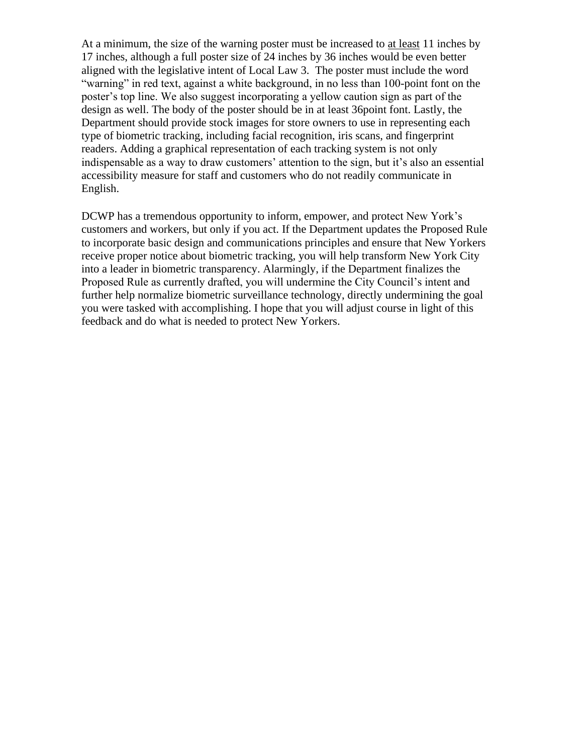At a minimum, the size of the warning poster must be increased to <u>at least</u> 11 inches by 17 inches, although a full poster size of 24 inches by 36 inches would be even better aligned with the legislative intent of Local Law 3. The poster must include the word "warning" in red text, against a white background, in no less than 100-point font on the poster's top line. We also suggest incorporating a yellow caution sign as part of the design as well. The body of the poster should be in at least 36point font. Lastly, the Department should provide stock images for store owners to use in representing each type of biometric tracking, including facial recognition, iris scans, and fingerprint readers. Adding a graphical representation of each tracking system is not only indispensable as a way to draw customers' attention to the sign, but it's also an essential accessibility measure for staff and customers who do not readily communicate in English.

DCWP has a tremendous opportunity to inform, empower, and protect New York's customers and workers, but only if you act. If the Department updates the Proposed Rule to incorporate basic design and communications principles and ensure that New Yorkers receive proper notice about biometric tracking, you will help transform New York City into a leader in biometric transparency. Alarmingly, if the Department finalizes the Proposed Rule as currently drafted, you will undermine the City Council's intent and further help normalize biometric surveillance technology, directly undermining the goal you were tasked with accomplishing. I hope that you will adjust course in light of this feedback and do what is needed to protect New Yorkers.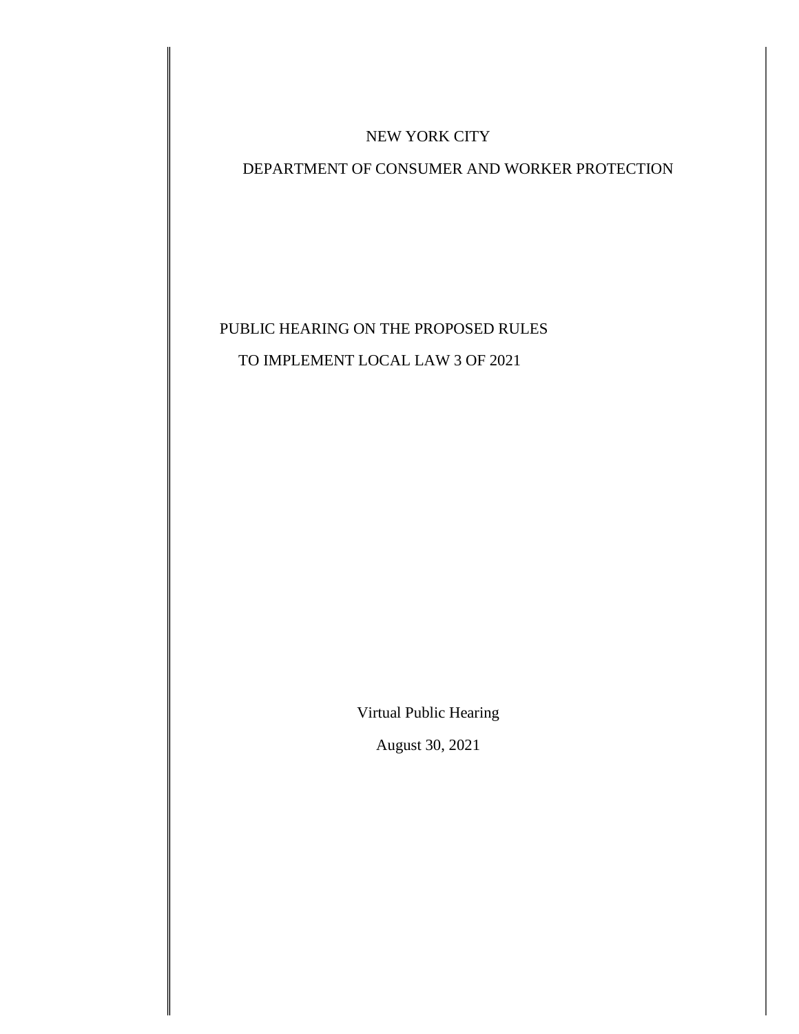NEW YORK CITY

DEPARTMENT OF CONSUMER AND WORKER PROTECTION

PUBLIC HEARING ON THE PROPOSED RULES

TO IMPLEMENT LOCAL LAW 3 OF 2021

Virtual Public Hearing

August 30, 2021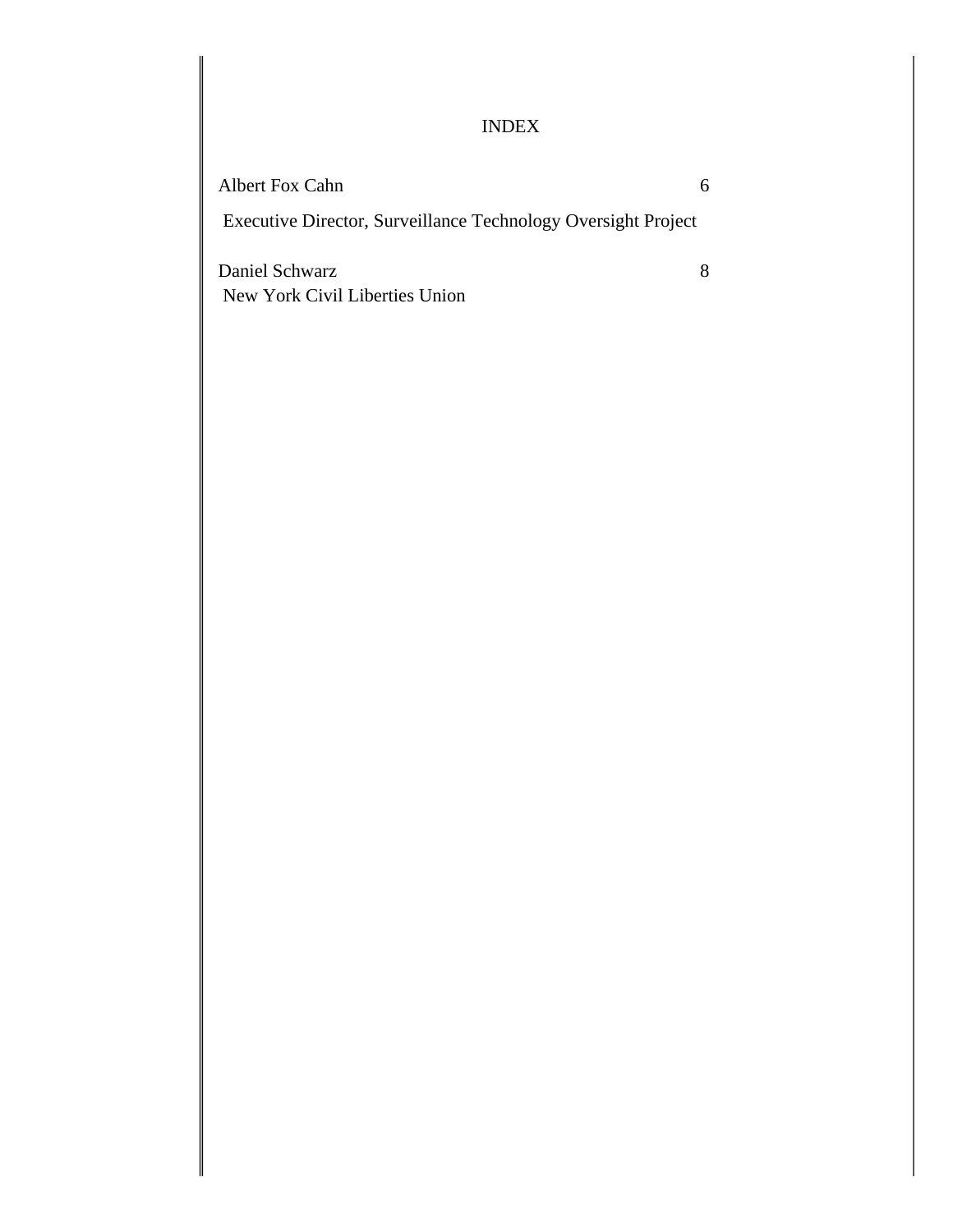## INDEX

| | |
|---|---|
| Albert Fox Cahn | 6 |
| Executive Director, Surveillance Technology Oversight Project | |
| Daniel Schwarz | 8 |
| New York Civil Liberties Union | |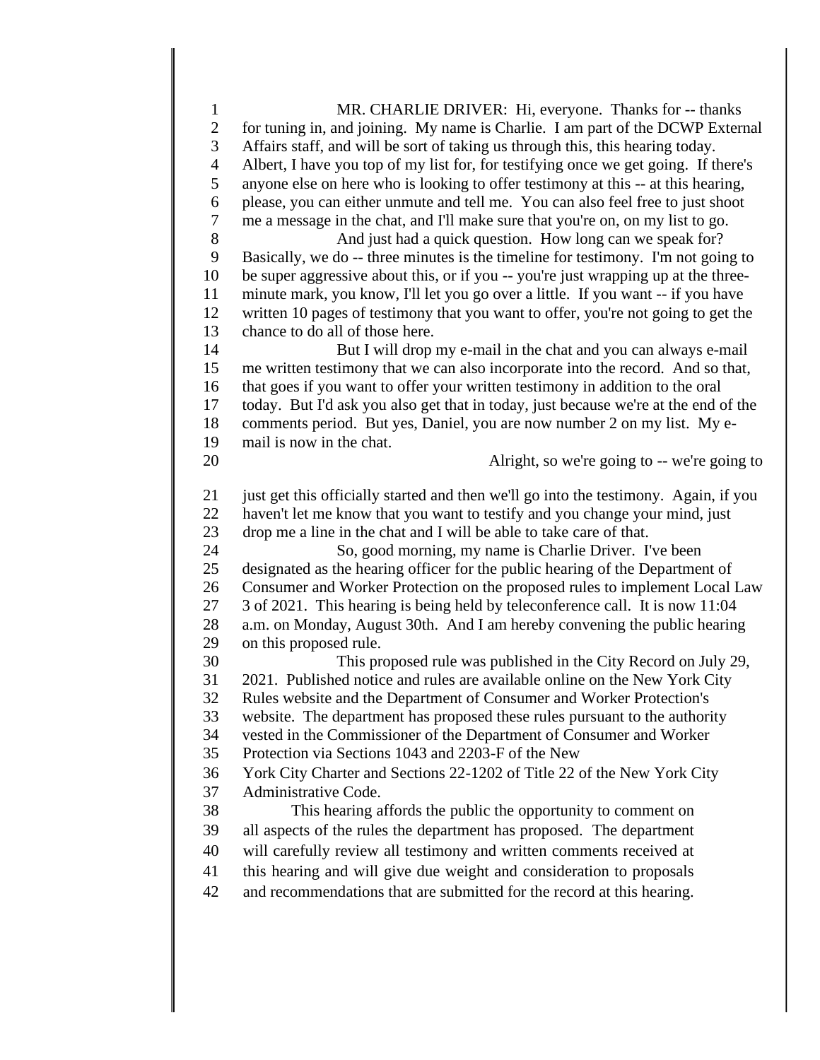MR. CHARLIE DRIVER: Hi, everyone. Thanks for -- thanks for tuning in, and joining. My name is Charlie. I am part of the DCWP External Affairs staff, and will be sort of taking us through this, this hearing today. Albert, I have you top of my list for, for testifying once we get going. If there's anyone else on here who is looking to offer testimony at this -- at this hearing, please, you can either unmute and tell me. You can also feel free to just shoot me a message in the chat, and I'll make sure that you're on, on my list to go.

And just had a quick question. How long can we speak for? Basically, we do -- three minutes is the timeline for testimony. I'm not going to be super aggressive about this, or if you -- you're just wrapping up at the three-minute mark, you know, I'll let you go over a little. If you want -- if you have written 10 pages of testimony that you want to offer, you're not going to get the chance to do all of those here.

But I will drop my e-mail in the chat and you can always e-mail me written testimony that we can also incorporate into the record. And so that, that goes if you want to offer your written testimony in addition to the oral today. But I'd ask you also get that in today, just because we're at the end of the comments period. But yes, Daniel, you are now number 2 on my list. My e-mail is now in the chat.

Alright, so we're going to -- we're going to just get this officially started and then we'll go into the testimony. Again, if you haven't let me know that you want to testify and you change your mind, just drop me a line in the chat and I will be able to take care of that.

So, good morning, my name is Charlie Driver. I've been designated as the hearing officer for the public hearing of the Department of Consumer and Worker Protection on the proposed rules to implement Local Law 3 of 2021. This hearing is being held by teleconference call. It is now 11:04 a.m. on Monday, August 30th. And I am hereby convening the public hearing on this proposed rule.

This proposed rule was published in the City Record on July 29, 2021. Published notice and rules are available online on the New York City Rules website and the Department of Consumer and Worker Protection's website. The department has proposed these rules pursuant to the authority vested in the Commissioner of the Department of Consumer and Worker Protection via Sections 1043 and 2203-F of the New York City Charter and Sections 22-1202 of Title 22 of the New York City Administrative Code.

This hearing affords the public the opportunity to comment on all aspects of the rules the department has proposed. The department will carefully review all testimony and written comments received at this hearing and will give due weight and consideration to proposals and recommendations that are submitted for the record at this hearing.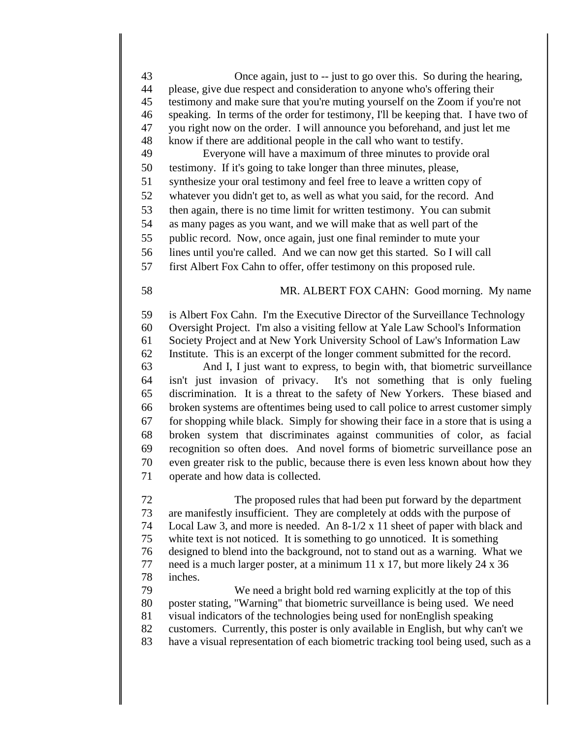Once again, just to -- just to go over this. So during the hearing, please, give due respect and consideration to anyone who's offering their testimony and make sure that you're muting yourself on the Zoom if you're not speaking. In terms of the order for testimony, I'll be keeping that. I have two of you right now on the order. I will announce you beforehand, and just let me know if there are additional people in the call who want to testify.

Everyone will have a maximum of three minutes to provide oral testimony. If it's going to take longer than three minutes, please, synthesize your oral testimony and feel free to leave a written copy of whatever you didn't get to, as well as what you said, for the record. And then again, there is no time limit for written testimony. You can submit as many pages as you want, and we will make that as well part of the public record. Now, once again, just one final reminder to mute your lines until you're called. And we can now get this started. So I will call first Albert Fox Cahn to offer, offer testimony on this proposed rule.

MR. ALBERT FOX CAHN: Good morning. My name is Albert Fox Cahn. I'm the Executive Director of the Surveillance Technology Oversight Project. I'm also a visiting fellow at Yale Law School's Information Society Project and at New York University School of Law's Information Law Institute. This is an excerpt of the longer comment submitted for the record.

And I, I just want to express, to begin with, that biometric surveillance isn't just invasion of privacy. It's not something that is only fueling discrimination. It is a threat to the safety of New Yorkers. These biased and broken systems are oftentimes being used to call police to arrest customer simply for shopping while black. Simply for showing their face in a store that is using a broken system that discriminates against communities of color, as facial recognition so often does. And novel forms of biometric surveillance pose an even greater risk to the public, because there is even less known about how they operate and how data is collected.

The proposed rules that had been put forward by the department are manifestly insufficient. They are completely at odds with the purpose of Local Law 3, and more is needed. An 8-1/2 x 11 sheet of paper with black and white text is not noticed. It is something to go unnoticed. It is something designed to blend into the background, not to stand out as a warning. What we need is a much larger poster, at a minimum 11 x 17, but more likely 24 x 36 inches.

We need a bright bold red warning explicitly at the top of this poster stating, "Warning" that biometric surveillance is being used. We need visual indicators of the technologies being used for nonEnglish speaking customers. Currently, this poster is only available in English, but why can't we have a visual representation of each biometric tracking tool being used, such as a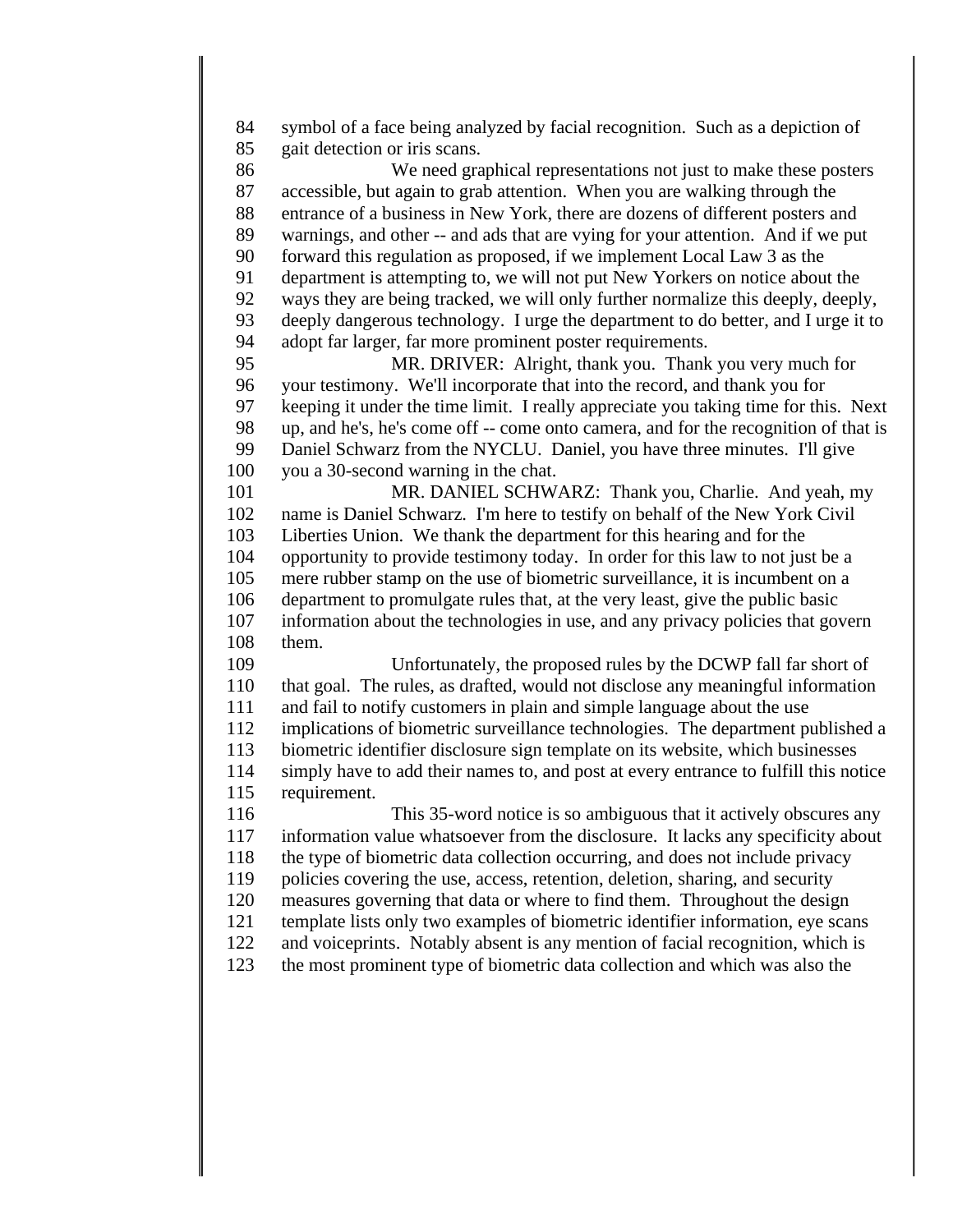symbol of a face being analyzed by facial recognition. Such as a depiction of gait detection or iris scans.

We need graphical representations not just to make these posters accessible, but again to grab attention. When you are walking through the entrance of a business in New York, there are dozens of different posters and warnings, and other -- and ads that are vying for your attention. And if we put forward this regulation as proposed, if we implement Local Law 3 as the department is attempting to, we will not put New Yorkers on notice about the ways they are being tracked, we will only further normalize this deeply, deeply, deeply dangerous technology. I urge the department to do better, and I urge it to adopt far larger, far more prominent poster requirements.

MR. DRIVER: Alright, thank you. Thank you very much for your testimony. We'll incorporate that into the record, and thank you for keeping it under the time limit. I really appreciate you taking time for this. Next up, and he's, he's come off -- come onto camera, and for the recognition of that is Daniel Schwarz from the NYCLU. Daniel, you have three minutes. I'll give you a 30-second warning in the chat.

MR. DANIEL SCHWARZ: Thank you, Charlie. And yeah, my name is Daniel Schwarz. I'm here to testify on behalf of the New York Civil Liberties Union. We thank the department for this hearing and for the opportunity to provide testimony today. In order for this law to not just be a mere rubber stamp on the use of biometric surveillance, it is incumbent on a department to promulgate rules that, at the very least, give the public basic information about the technologies in use, and any privacy policies that govern them.

Unfortunately, the proposed rules by the DCWP fall far short of that goal. The rules, as drafted, would not disclose any meaningful information and fail to notify customers in plain and simple language about the use implications of biometric surveillance technologies. The department published a biometric identifier disclosure sign template on its website, which businesses simply have to add their names to, and post at every entrance to fulfill this notice requirement.

This 35-word notice is so ambiguous that it actively obscures any information value whatsoever from the disclosure. It lacks any specificity about the type of biometric data collection occurring, and does not include privacy policies covering the use, access, retention, deletion, sharing, and security measures governing that data or where to find them. Throughout the design template lists only two examples of biometric identifier information, eye scans and voiceprints. Notably absent is any mention of facial recognition, which is the most prominent type of biometric data collection and which was also the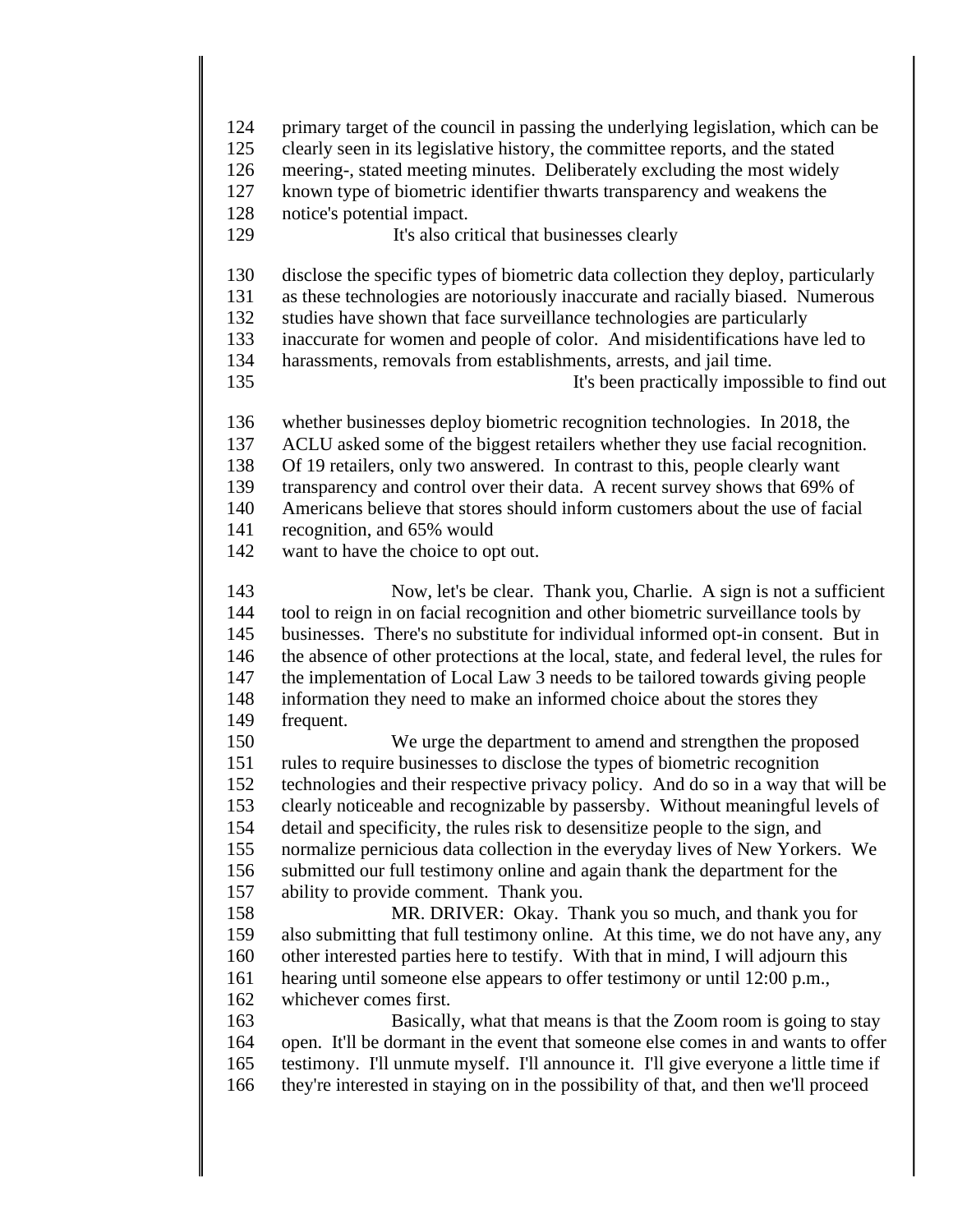124 primary target of the council in passing the underlying legislation, which can be
125 clearly seen in its legislative history, the committee reports, and the stated
126 meering-, stated meeting minutes. Deliberately excluding the most widely
127 known type of biometric identifier thwarts transparency and weakens the
128 notice's potential impact.
129 It's also critical that businesses clearly

130 disclose the specific types of biometric data collection they deploy, particularly
131 as these technologies are notoriously inaccurate and racially biased. Numerous
132 studies have shown that face surveillance technologies are particularly
133 inaccurate for women and people of color. And misidentifications have led to
134 harassments, removals from establishments, arrests, and jail time.
135 It's been practically impossible to find out

136 whether businesses deploy biometric recognition technologies. In 2018, the
137 ACLU asked some of the biggest retailers whether they use facial recognition.
138 Of 19 retailers, only two answered. In contrast to this, people clearly want
139 transparency and control over their data. A recent survey shows that 69% of
140 Americans believe that stores should inform customers about the use of facial
141 recognition, and 65% would
142 want to have the choice to opt out.

143 Now, let's be clear. Thank you, Charlie. A sign is not a sufficient
144 tool to reign in on facial recognition and other biometric surveillance tools by
145 businesses. There's no substitute for individual informed opt-in consent. But in
146 the absence of other protections at the local, state, and federal level, the rules for
147 the implementation of Local Law 3 needs to be tailored towards giving people
148 information they need to make an informed choice about the stores they
149 frequent.
150 We urge the department to amend and strengthen the proposed
151 rules to require businesses to disclose the types of biometric recognition
152 technologies and their respective privacy policy. And do so in a way that will be
153 clearly noticeable and recognizable by passersby. Without meaningful levels of
154 detail and specificity, the rules risk to desensitize people to the sign, and
155 normalize pernicious data collection in the everyday lives of New Yorkers. We
156 submitted our full testimony online and again thank the department for the
157 ability to provide comment. Thank you.
158 MR. DRIVER: Okay. Thank you so much, and thank you for
159 also submitting that full testimony online. At this time, we do not have any, any
160 other interested parties here to testify. With that in mind, I will adjourn this
161 hearing until someone else appears to offer testimony or until 12:00 p.m.,
162 whichever comes first.
163 Basically, what that means is that the Zoom room is going to stay
164 open. It'll be dormant in the event that someone else comes in and wants to offer
165 testimony. I'll unmute myself. I'll announce it. I'll give everyone a little time if
166 they're interested in staying on in the possibility of that, and then we'll proceed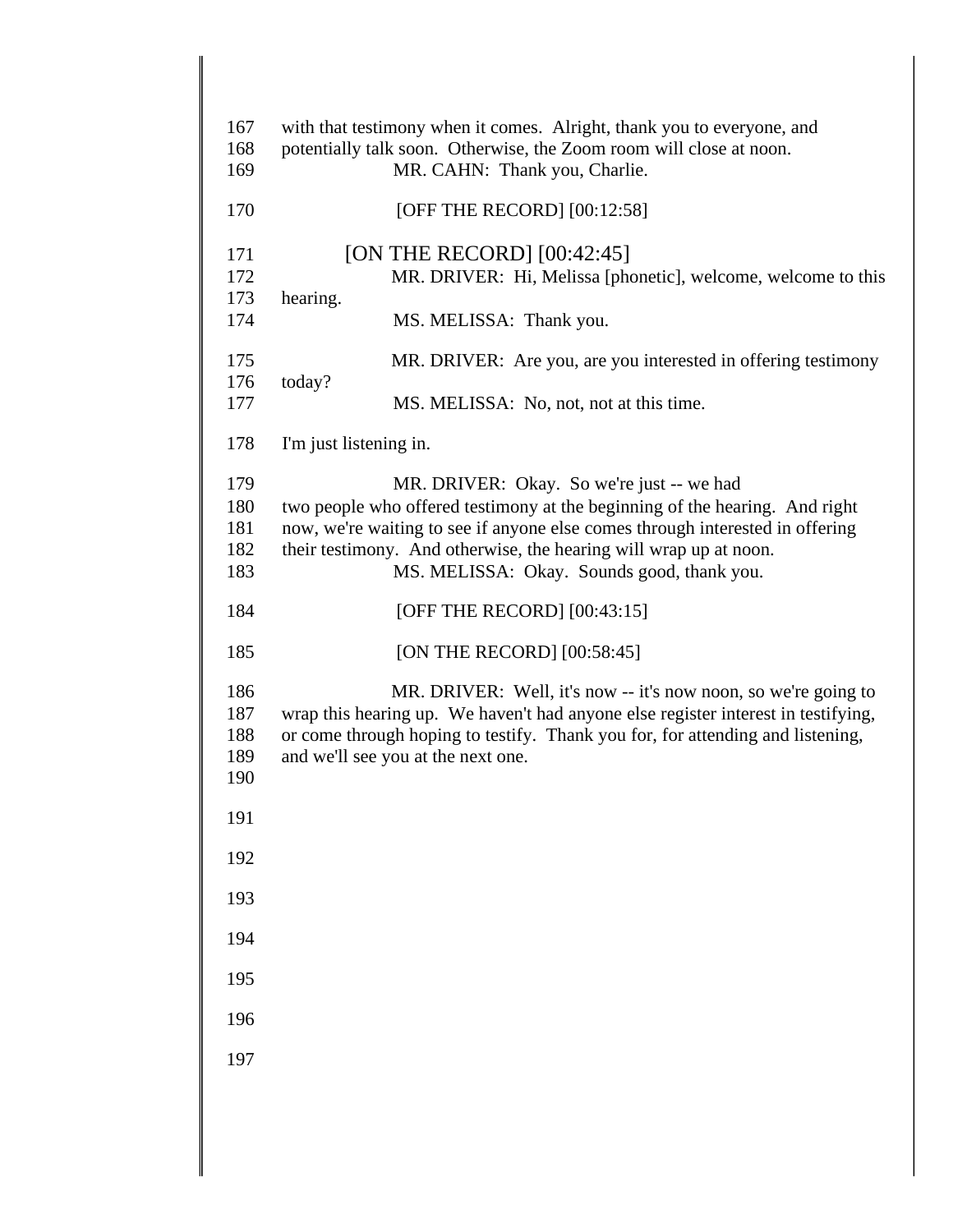with that testimony when it comes. Alright, thank you to everyone, and potentially talk soon. Otherwise, the Zoom room will close at noon.

MR. CAHN: Thank you, Charlie.

[OFF THE RECORD] [00:12:58]

[ON THE RECORD] [00:42:45]

MR. DRIVER: Hi, Melissa [phonetic], welcome, welcome to this hearing.

MS. MELISSA: Thank you.

MR. DRIVER: Are you, are you interested in offering testimony today?

MS. MELISSA: No, not, not at this time.

I'm just listening in.

MR. DRIVER: Okay. So we're just -- we had two people who offered testimony at the beginning of the hearing. And right now, we're waiting to see if anyone else comes through interested in offering their testimony. And otherwise, the hearing will wrap up at noon.

MS. MELISSA: Okay. Sounds good, thank you.

[OFF THE RECORD] [00:43:15]

[ON THE RECORD] [00:58:45]

MR. DRIVER: Well, it's now -- it's now noon, so we're going to wrap this hearing up. We haven't had anyone else register interest in testifying, or come through hoping to testify. Thank you for, for attending and listening, and we'll see you at the next one.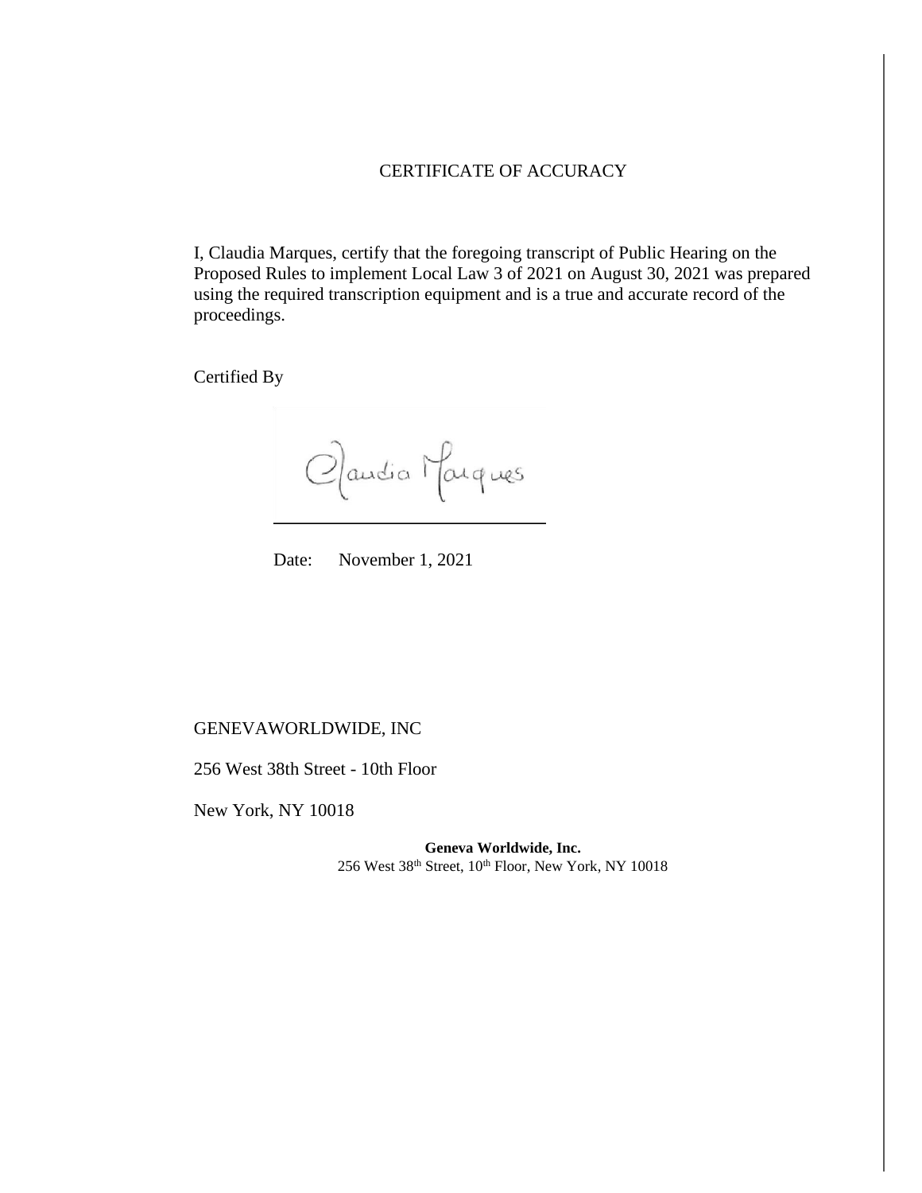## CERTIFICATE OF ACCURACY

I, Claudia Marques, certify that the foregoing transcript of Public Hearing on the Proposed Rules to implement Local Law 3 of 2021 on August 30, 2021 was prepared using the required transcription equipment and is a true and accurate record of the proceedings.

Certified By

Claudia Marques

Date: November 1, 2021

GENEVAWORLDWIDE, INC

256 West 38th Street - 10th Floor

New York, NY 10018